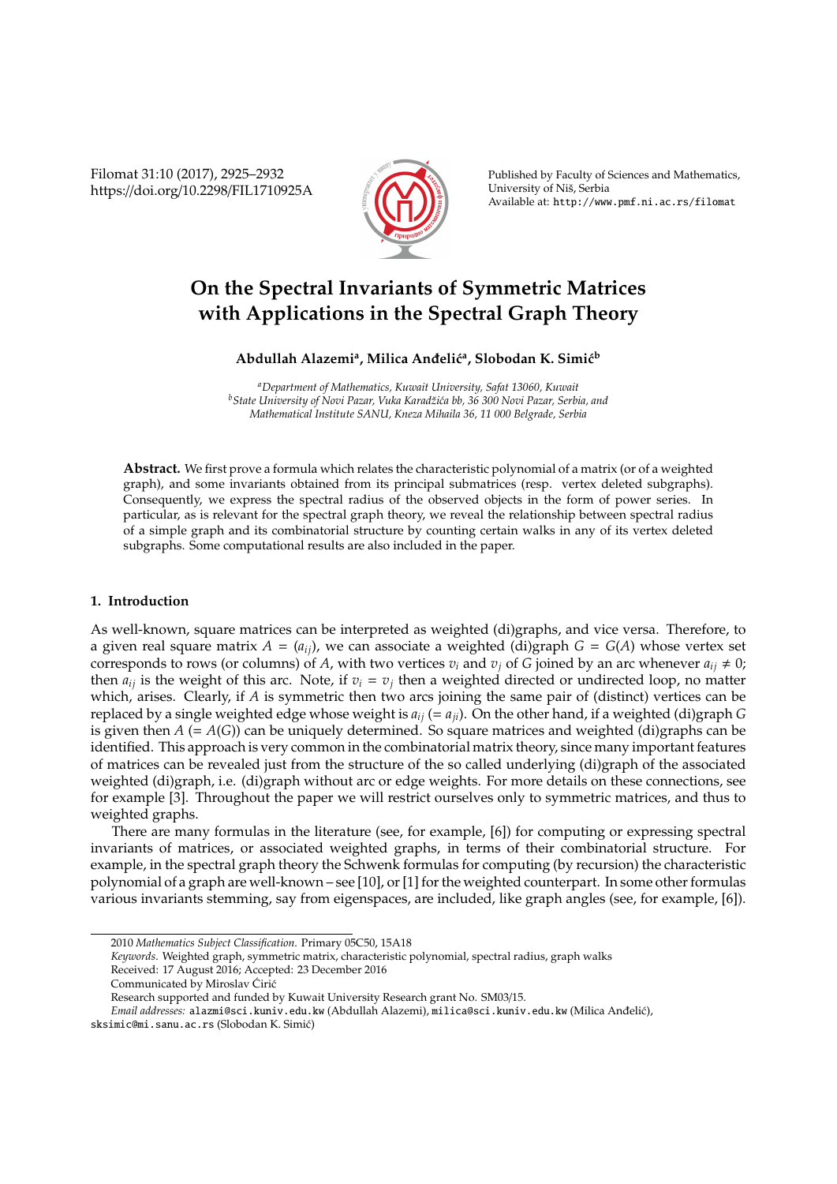# On the Spectral Invariants of Symmetric Matrices with Applications in the Spectral Graph Theory

**Abdullah Alazemi**[a], **Milica Anđelić**[a], **Slobodan K. Simić**[b]

[a]*Department of Mathematics, Kuwait University, Safat 13060, Kuwait*
[b]*State University of Novi Pazar, Vuka Karadžića bb, 36 300 Novi Pazar, Serbia, and Mathematical Institute SANU, Kneza Mihaila 36, 11 000 Belgrade, Serbia*

**Abstract.** We first prove a formula which relates the characteristic polynomial of a matrix (or of a weighted graph), and some invariants obtained from its principal submatrices (resp. vertex deleted subgraphs). Consequently, we express the spectral radius of the observed objects in the form of power series. In particular, as is relevant for the spectral graph theory, we reveal the relationship between spectral radius of a simple graph and its combinatorial structure by counting certain walks in any of its vertex deleted subgraphs. Some computational results are also included in the paper.

## 1. Introduction

As well-known, square matrices can be interpreted as weighted (di)graphs, and vice versa. Therefore, to a given real square matrix $A = (a_{ij})$, we can associate a weighted (di)graph $G = G(A)$ whose vertex set corresponds to rows (or columns) of $A$, with two vertices $v_i$ and $v_j$ of $G$ joined by an arc whenever $a_{ij} \neq 0$; then $a_{ij}$ is the weight of this arc. Note, if $v_i = v_j$ then a weighted directed or undirected loop, no matter which, arises. Clearly, if $A$ is symmetric then two arcs joining the same pair of (distinct) vertices can be replaced by a single weighted edge whose weight is $a_{ij}$ $(= a_{ji})$. On the other hand, if a weighted (di)graph $G$ is given then $A$ $(= A(G))$ can be uniquely determined. So square matrices and weighted (di)graphs can be identified. This approach is very common in the combinatorial matrix theory, since many important features of matrices can be revealed just from the structure of the so called underlying (di)graph of the associated weighted (di)graph, i.e. (di)graph without arc or edge weights. For more details on these connections, see for example [3]. Throughout the paper we will restrict ourselves only to symmetric matrices, and thus to weighted graphs.

There are many formulas in the literature (see, for example, [6]) for computing or expressing spectral invariants of matrices, or associated weighted graphs, in terms of their combinatorial structure. For example, in the spectral graph theory the Schwenk formulas for computing (by recursion) the characteristic polynomial of a graph are well-known – see [10], or [1] for the weighted counterpart. In some other formulas various invariants stemming, say from eigenspaces, are included, like graph angles (see, for example, [6]).

---

2010 *Mathematics Subject Classification*. Primary 05C50, 15A18

*Keywords*. Weighted graph, symmetric matrix, characteristic polynomial, spectral radius, graph walks

Received: 17 August 2016; Accepted: 23 December 2016

Communicated by Miroslav Ćirić

Research supported and funded by Kuwait University Research grant No. SM03/15.

*Email addresses:* alazmi@sci.kuniv.edu.kw (Abdullah Alazemi), milica@sci.kuniv.edu.kw (Milica Anđelić), sksimic@mi.sanu.ac.rs (Slobodan K. Simić)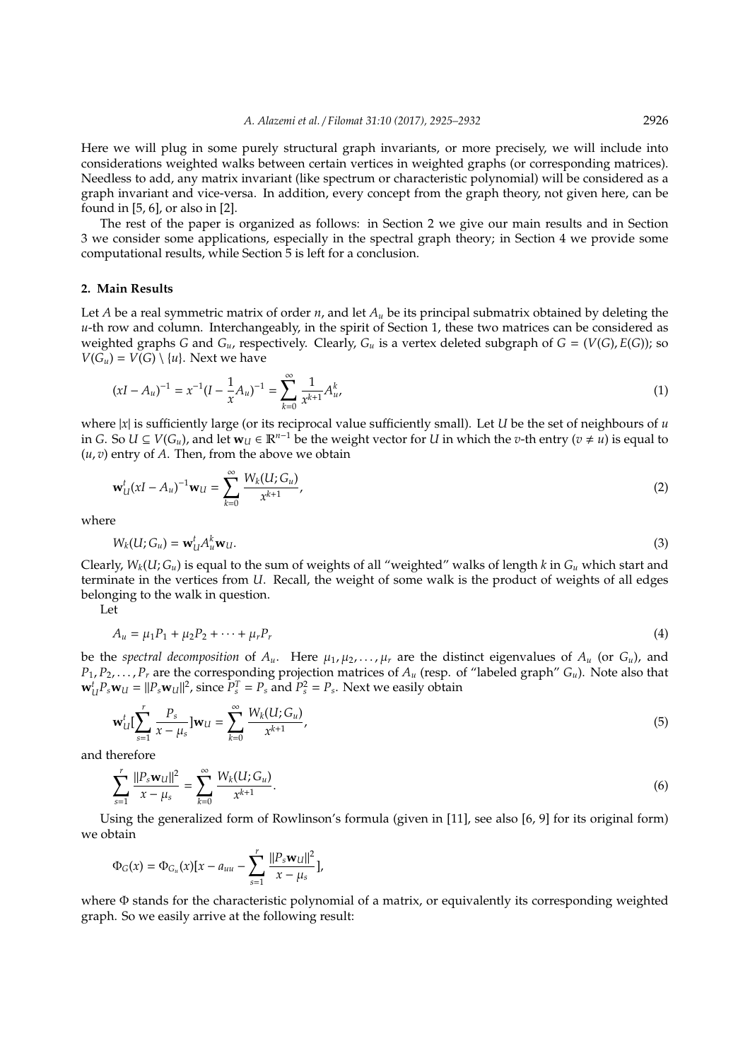Here we will plug in some purely structural graph invariants, or more precisely, we will include into considerations weighted walks between certain vertices in weighted graphs (or corresponding matrices). Needless to add, any matrix invariant (like spectrum or characteristic polynomial) will be considered as a graph invariant and vice-versa. In addition, every concept from the graph theory, not given here, can be found in [5, 6], or also in [2].

The rest of the paper is organized as follows: in Section 2 we give our main results and in Section 3 we consider some applications, especially in the spectral graph theory; in Section 4 we provide some computational results, while Section 5 is left for a conclusion.

## 2. Main Results

Let $A$ be a real symmetric matrix of order $n$, and let $A_u$ be its principal submatrix obtained by deleting the $u$-th row and column. Interchangeably, in the spirit of Section 1, these two matrices can be considered as weighted graphs $G$ and $G_u$, respectively. Clearly, $G_u$ is a vertex deleted subgraph of $G = (V(G), E(G))$; so $V(G_u) = V(G) \setminus \{u\}$. Next we have

$$(xI - A_u)^{-1} = x^{-1}(I - \frac{1}{x}A_u)^{-1} = \sum_{k=0}^{\infty} \frac{1}{x^{k+1}} A_u^k, \tag{1}$$

where $|x|$ is sufficiently large (or its reciprocal value sufficiently small). Let $U$ be the set of neighbours of $u$ in $G$. So $U \subseteq V(G_u)$, and let $\mathbf{w}_U \in \mathbb{R}^{n-1}$ be the weight vector for $U$ in which the $v$-th entry ($v \neq u$) is equal to $(u, v)$ entry of $A$. Then, from the above we obtain

$$\mathbf{w}_U^t (xI - A_u)^{-1} \mathbf{w}_U = \sum_{k=0}^{\infty} \frac{W_k(U; G_u)}{x^{k+1}}, \tag{2}$$

where

$$W_k(U; G_u) = \mathbf{w}_U^t A_u^k \mathbf{w}_U. \tag{3}$$

Clearly, $W_k(U; G_u)$ is equal to the sum of weights of all "weighted" walks of length $k$ in $G_u$ which start and terminate in the vertices from $U$. Recall, the weight of some walk is the product of weights of all edges belonging to the walk in question.

Let

$$A_u = \mu_1 P_1 + \mu_2 P_2 + \cdots + \mu_r P_r \tag{4}$$

be the *spectral decomposition* of $A_u$. Here $\mu_1, \mu_2, \ldots, \mu_r$ are the distinct eigenvalues of $A_u$ (or $G_u$), and $P_1, P_2, \ldots, P_r$ are the corresponding projection matrices of $A_u$ (resp. of "labeled graph" $G_u$). Note also that $\mathbf{w}_U^t P_s \mathbf{w}_U = \|P_s \mathbf{w}_U\|^2$, since $P_s^T = P_s$ and $P_s^2 = P_s$. Next we easily obtain

$$\mathbf{w}_U^t [\sum_{s=1}^{r} \frac{P_s}{x - \mu_s}] \mathbf{w}_U = \sum_{k=0}^{\infty} \frac{W_k(U; G_u)}{x^{k+1}}, \tag{5}$$

and therefore

$$\sum_{s=1}^{r} \frac{\|P_s \mathbf{w}_U\|^2}{x - \mu_s} = \sum_{k=0}^{\infty} \frac{W_k(U; G_u)}{x^{k+1}}. \tag{6}$$

Using the generalized form of Rowlinson's formula (given in [11], see also [6, 9] for its original form) we obtain

$$\Phi_G(x) = \Phi_{G_u}(x)[x - a_{uu} - \sum_{s=1}^{r} \frac{\|P_s \mathbf{w}_U\|^2}{x - \mu_s}],$$

where $\Phi$ stands for the characteristic polynomial of a matrix, or equivalently its corresponding weighted graph. So we easily arrive at the following result: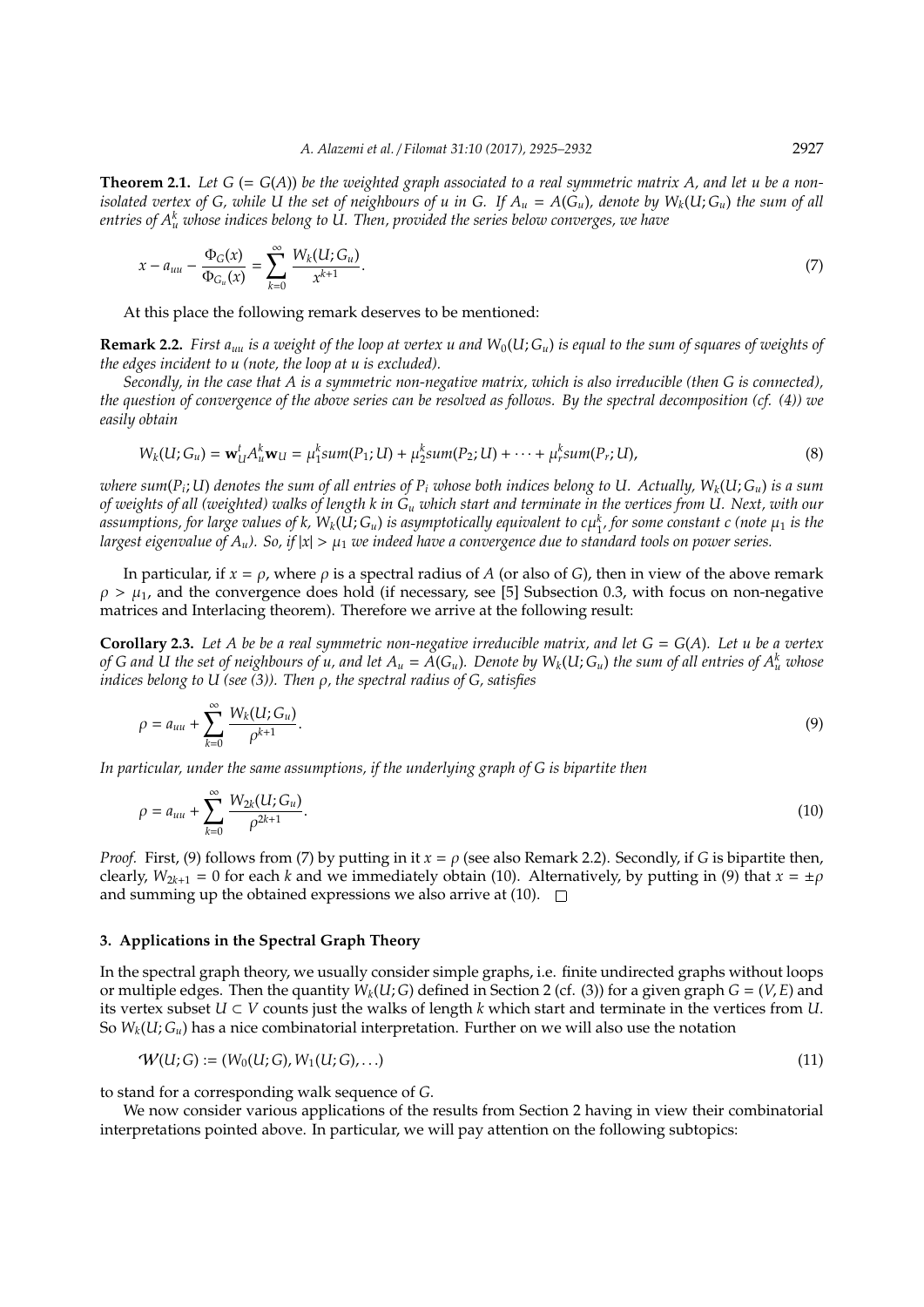**Theorem 2.1.** *Let $G$ (= $G(A)$) be the weighted graph associated to a real symmetric matrix $A$, and let $u$ be a non-isolated vertex of $G$, while $U$ the set of neighbours of $u$ in $G$. If $A_u = A(G_u)$, denote by $W_k(U; G_u)$ the sum of all entries of $A_u^k$ whose indices belong to $U$. Then, provided the series below converges, we have*

$$x - a_{uu} - \frac{\Phi_G(x)}{\Phi_{G_u}(x)} = \sum_{k=0}^{\infty} \frac{W_k(U; G_u)}{x^{k+1}}. \tag{7}$$

At this place the following remark deserves to be mentioned:

**Remark 2.2.** *First $a_{uu}$ is a weight of the loop at vertex $u$ and $W_0(U; G_u)$ is equal to the sum of squares of weights of the edges incident to $u$ (note, the loop at $u$ is excluded).*

*Secondly, in the case that $A$ is a symmetric non-negative matrix, which is also irreducible (then $G$ is connected), the question of convergence of the above series can be resolved as follows. By the spectral decomposition (cf. (4)) we easily obtain*

$$W_k(U; G_u) = \mathbf{w}_U^t A_u^k \mathbf{w}_U = \mu_1^k sum(P_1; U) + \mu_2^k sum(P_2; U) + \cdots + \mu_r^k sum(P_r; U), \tag{8}$$

*where $sum(P_i; U)$ denotes the sum of all entries of $P_i$ whose both indices belong to $U$. Actually, $W_k(U; G_u)$ is a sum of weights of all (weighted) walks of length $k$ in $G_u$ which start and terminate in the vertices from $U$. Next, with our assumptions, for large values of $k$, $W_k(U; G_u)$ is asymptotically equivalent to $c\mu_1^k$, for some constant $c$ (note $\mu_1$ is the largest eigenvalue of $A_u$). So, if $|x| > \mu_1$ we indeed have a convergence due to standard tools on power series.*

In particular, if $x = \rho$, where $\rho$ is a spectral radius of $A$ (or also of $G$), then in view of the above remark $\rho > \mu_1$, and the convergence does hold (if necessary, see [5] Subsection 0.3, with focus on non-negative matrices and Interlacing theorem). Therefore we arrive at the following result:

**Corollary 2.3.** *Let $A$ be be a real symmetric non-negative irreducible matrix, and let $G = G(A)$. Let $u$ be a vertex of $G$ and $U$ the set of neighbours of $u$, and let $A_u = A(G_u)$. Denote by $W_k(U; G_u)$ the sum of all entries of $A_u^k$ whose indices belong to $U$ (see (3)). Then $\rho$, the spectral radius of $G$, satisfies*

$$\rho = a_{uu} + \sum_{k=0}^{\infty} \frac{W_k(U; G_u)}{\rho^{k+1}}. \tag{9}$$

*In particular, under the same assumptions, if the underlying graph of $G$ is bipartite then*

$$\rho = a_{uu} + \sum_{k=0}^{\infty} \frac{W_{2k}(U; G_u)}{\rho^{2k+1}}. \tag{10}$$

*Proof.* First, (9) follows from (7) by putting in it $x = \rho$ (see also Remark 2.2). Secondly, if $G$ is bipartite then, clearly, $W_{2k+1} = 0$ for each $k$ and we immediately obtain (10). Alternatively, by putting in (9) that $x = \pm\rho$ and summing up the obtained expressions we also arrive at (10). □

## 3. Applications in the Spectral Graph Theory

In the spectral graph theory, we usually consider simple graphs, i.e. finite undirected graphs without loops or multiple edges. Then the quantity $W_k(U; G)$ defined in Section 2 (cf. (3)) for a given graph $G = (V, E)$ and its vertex subset $U \subset V$ counts just the walks of length $k$ which start and terminate in the vertices from $U$. So $W_k(U; G_u)$ has a nice combinatorial interpretation. Further on we will also use the notation

$$\mathcal{W}(U; G) := (W_0(U; G), W_1(U; G), \ldots) \tag{11}$$

to stand for a corresponding walk sequence of $G$.

We now consider various applications of the results from Section 2 having in view their combinatorial interpretations pointed above. In particular, we will pay attention on the following subtopics: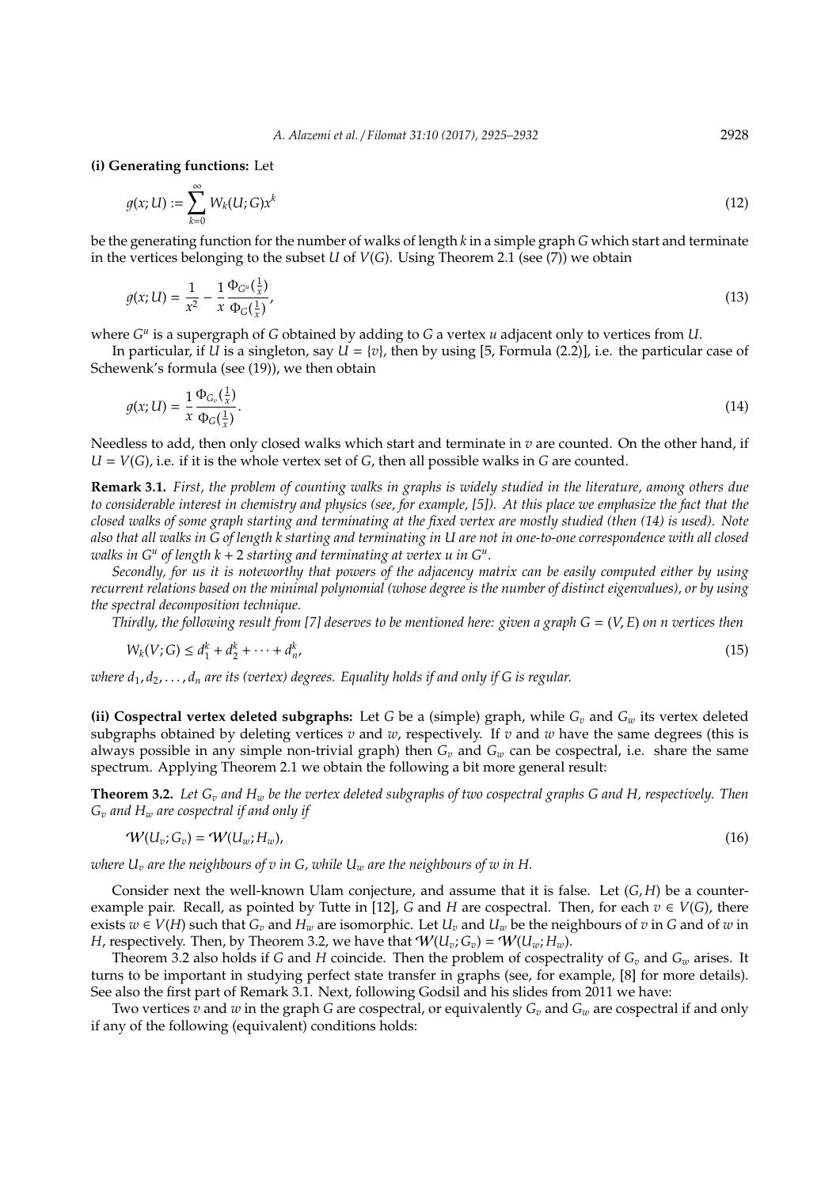**(i) Generating functions:** Let

$$g(x;U) := \sum_{k=0}^{\infty} W_k(U;G)x^k \tag{12}$$

be the generating function for the number of walks of length $k$ in a simple graph $G$ which start and terminate in the vertices belonging to the subset $U$ of $V(G)$. Using Theorem 2.1 (see (7)) we obtain

$$g(x;U) = \frac{1}{x^2} - \frac{1}{x}\frac{\Phi_{G^u}(\frac{1}{x})}{\Phi_G(\frac{1}{x})}, \tag{13}$$

where $G^u$ is a supergraph of $G$ obtained by adding to $G$ a vertex $u$ adjacent only to vertices from $U$.

In particular, if $U$ is a singleton, say $U = \{v\}$, then by using [5, Formula (2.2)], i.e. the particular case of Schewenk's formula (see (19)), we then obtain

$$g(x;U) = \frac{1}{x}\frac{\Phi_{G_v}(\frac{1}{x})}{\Phi_G(\frac{1}{x})}. \tag{14}$$

Needless to add, then only closed walks which start and terminate in $v$ are counted. On the other hand, if $U = V(G)$, i.e. if it is the whole vertex set of $G$, then all possible walks in $G$ are counted.

**Remark 3.1.** *First, the problem of counting walks in graphs is widely studied in the literature, among others due to considerable interest in chemistry and physics (see, for example, [5]). At this place we emphasize the fact that the closed walks of some graph starting and terminating at the fixed vertex are mostly studied (then (14) is used). Note also that all walks in $G$ of length $k$ starting and terminating in $U$ are not in one-to-one correspondence with all closed walks in $G^u$ of length $k+2$ starting and terminating at vertex $u$ in $G^u$.*

*Secondly, for us it is noteworthy that powers of the adjacency matrix can be easily computed either by using recurrent relations based on the minimal polynomial (whose degree is the number of distinct eigenvalues), or by using the spectral decomposition technique.*

*Thirdly, the following result from [7] deserves to be mentioned here: given a graph $G = (V, E)$ on $n$ vertices then*

$$W_k(V;G) \le d_1^k + d_2^k + \cdots + d_n^k, \tag{15}$$

*where $d_1, d_2, \ldots, d_n$ are its (vertex) degrees. Equality holds if and only if $G$ is regular.*

**(ii) Cospectral vertex deleted subgraphs:** Let $G$ be a (simple) graph, while $G_v$ and $G_w$ its vertex deleted subgraphs obtained by deleting vertices $v$ and $w$, respectively. If $v$ and $w$ have the same degrees (this is always possible in any simple non-trivial graph) then $G_v$ and $G_w$ can be cospectral, i.e. share the same spectrum. Applying Theorem 2.1 we obtain the following a bit more general result:

**Theorem 3.2.** *Let $G_v$ and $H_w$ be the vertex deleted subgraphs of two cospectral graphs $G$ and $H$, respectively. Then $G_v$ and $H_w$ are cospectral if and only if*

$$\mathcal{W}(U_v;G_v) = \mathcal{W}(U_w;H_w), \tag{16}$$

*where $U_v$ are the neighbours of $v$ in $G$, while $U_w$ are the neighbours of $w$ in $H$.*

Consider next the well-known Ulam conjecture, and assume that it is false. Let $(G, H)$ be a counter-example pair. Recall, as pointed by Tutte in [12], $G$ and $H$ are cospectral. Then, for each $v \in V(G)$, there exists $w \in V(H)$ such that $G_v$ and $H_w$ are isomorphic. Let $U_v$ and $U_w$ be the neighbours of $v$ in $G$ and of $w$ in $H$, respectively. Then, by Theorem 3.2, we have that $\mathcal{W}(U_v;G_v) = \mathcal{W}(U_w;H_w)$.

Theorem 3.2 also holds if $G$ and $H$ coincide. Then the problem of cospectrality of $G_v$ and $G_w$ arises. It turns to be important in studying perfect state transfer in graphs (see, for example, [8] for more details). See also the first part of Remark 3.1. Next, following Godsil and his slides from 2011 we have:

Two vertices $v$ and $w$ in the graph $G$ are cospectral, or equivalently $G_v$ and $G_w$ are cospectral if and only if any of the following (equivalent) conditions holds: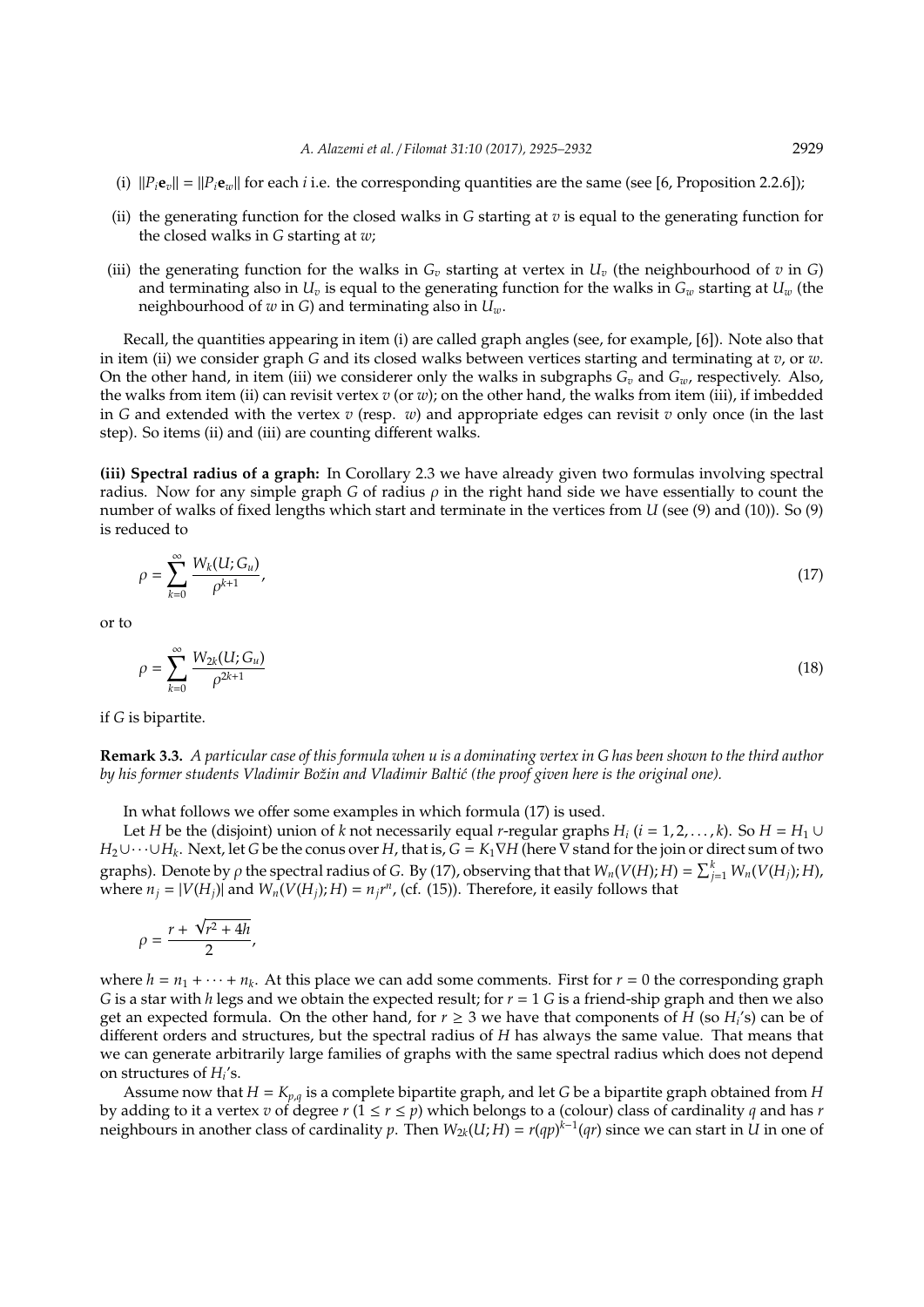(i) $\|P_i \mathbf{e}_v\| = \|P_i \mathbf{e}_w\|$ for each $i$ i.e. the corresponding quantities are the same (see [6, Proposition 2.2.6]);

(ii) the generating function for the closed walks in $G$ starting at $v$ is equal to the generating function for the closed walks in $G$ starting at $w$;

(iii) the generating function for the walks in $G_v$ starting at vertex in $U_v$ (the neighbourhood of $v$ in $G$) and terminating also in $U_v$ is equal to the generating function for the walks in $G_w$ starting at $U_w$ (the neighbourhood of $w$ in $G$) and terminating also in $U_w$.

Recall, the quantities appearing in item (i) are called graph angles (see, for example, [6]). Note also that in item (ii) we consider graph $G$ and its closed walks between vertices starting and terminating at $v$, or $w$. On the other hand, in item (iii) we considerer only the walks in subgraphs $G_v$ and $G_w$, respectively. Also, the walks from item (ii) can revisit vertex $v$ (or $w$); on the other hand, the walks from item (iii), if imbedded in $G$ and extended with the vertex $v$ (resp. $w$) and appropriate edges can revisit $v$ only once (in the last step). So items (ii) and (iii) are counting different walks.

**(iii) Spectral radius of a graph:** In Corollary 2.3 we have already given two formulas involving spectral radius. Now for any simple graph $G$ of radius $\rho$ in the right hand side we have essentially to count the number of walks of fixed lengths which start and terminate in the vertices from $U$ (see (9) and (10)). So (9) is reduced to

$$\rho = \sum_{k=0}^{\infty} \frac{W_k(U; G_u)}{\rho^{k+1}}, \tag{17}$$

or to

$$\rho = \sum_{k=0}^{\infty} \frac{W_{2k}(U; G_u)}{\rho^{2k+1}} \tag{18}$$

if $G$ is bipartite.

**Remark 3.3.** *A particular case of this formula when $u$ is a dominating vertex in $G$ has been shown to the third author by his former students Vladimir Božin and Vladimir Baltić (the proof given here is the original one).*

In what follows we offer some examples in which formula (17) is used.

Let $H$ be the (disjoint) union of $k$ not necessarily equal $r$-regular graphs $H_i$ $(i = 1, 2, \ldots, k)$. So $H = H_1 \cup H_2 \cup \cdots \cup H_k$. Next, let $G$ be the conus over $H$, that is, $G = K_1 \nabla H$ (here $\nabla$ stand for the join or direct sum of two graphs). Denote by $\rho$ the spectral radius of $G$. By (17), observing that that $W_n(V(H); H) = \sum_{j=1}^{k} W_n(V(H_j); H)$, where $n_j = |V(H_j)|$ and $W_n(V(H_j); H) = n_j r^n$, (cf. (15)). Therefore, it easily follows that

$$\rho = \frac{r + \sqrt{r^2 + 4h}}{2},$$

where $h = n_1 + \cdots + n_k$. At this place we can add some comments. First for $r = 0$ the corresponding graph $G$ is a star with $h$ legs and we obtain the expected result; for $r = 1$ $G$ is a friend-ship graph and then we also get an expected formula. On the other hand, for $r \geq 3$ we have that components of $H$ (so $H_i$'s) can be of different orders and structures, but the spectral radius of $H$ has always the same value. That means that we can generate arbitrarily large families of graphs with the same spectral radius which does not depend on structures of $H_i$'s.

Assume now that $H = K_{p,q}$ is a complete bipartite graph, and let $G$ be a bipartite graph obtained from $H$ by adding to it a vertex $v$ of degree $r$ $(1 \leq r \leq p)$ which belongs to a (colour) class of cardinality $q$ and has $r$ neighbours in another class of cardinality $p$. Then $W_{2k}(U; H) = r(qp)^{k-1}(qr)$ since we can start in $U$ in one of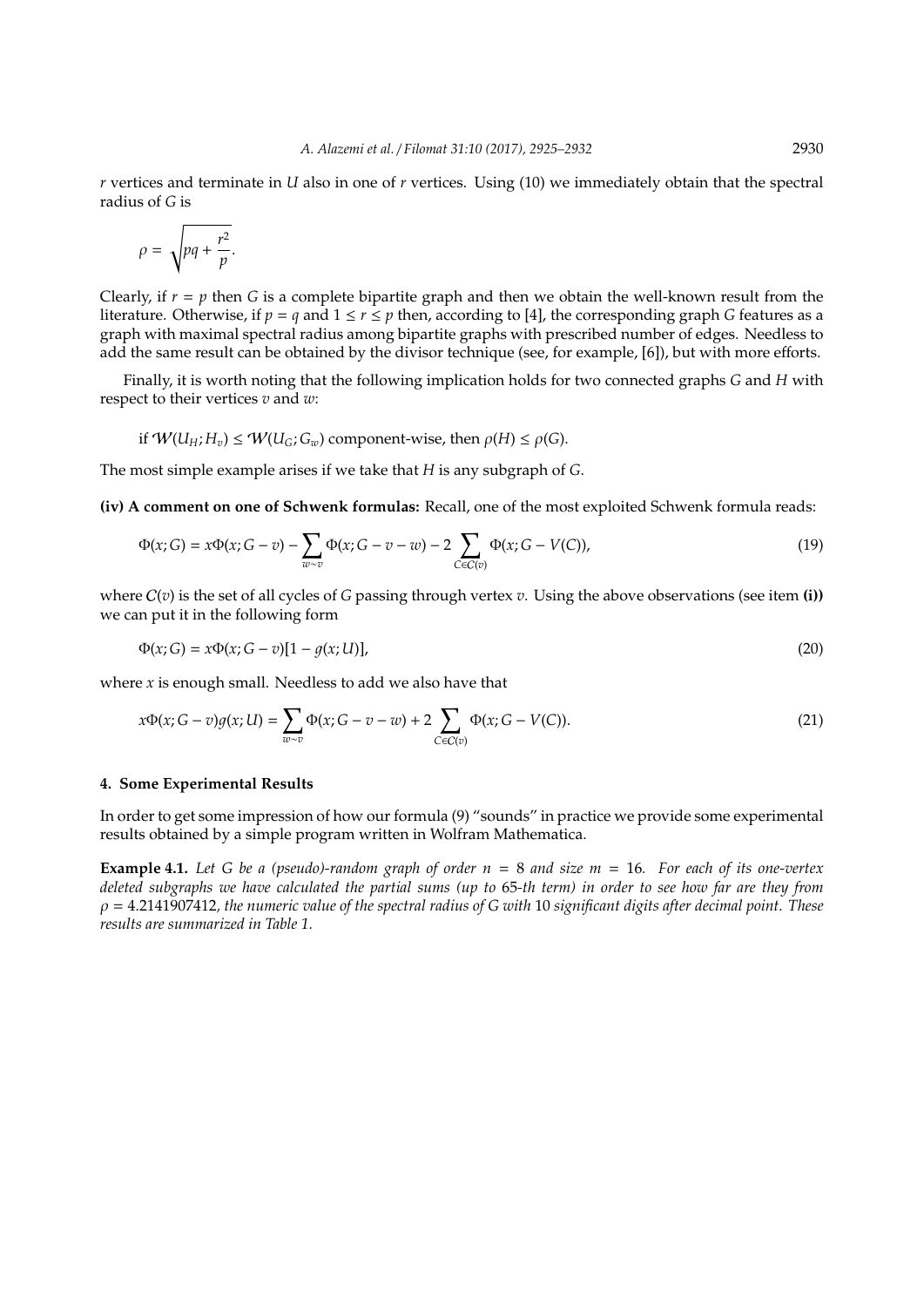$r$ vertices and terminate in $U$ also in one of $r$ vertices. Using (10) we immediately obtain that the spectral radius of $G$ is

$$\rho = \sqrt{pq + \frac{r^2}{p}}.$$

Clearly, if $r = p$ then $G$ is a complete bipartite graph and then we obtain the well-known result from the literature. Otherwise, if $p = q$ and $1 \leq r \leq p$ then, according to [4], the corresponding graph $G$ features as a graph with maximal spectral radius among bipartite graphs with prescribed number of edges. Needless to add the same result can be obtained by the divisor technique (see, for example, [6]), but with more efforts.

Finally, it is worth noting that the following implication holds for two connected graphs $G$ and $H$ with respect to their vertices $v$ and $w$:

if $\mathcal{W}(U_H; H_v) \leq \mathcal{W}(U_G; G_w)$ component-wise, then $\rho(H) \leq \rho(G)$.

The most simple example arises if we take that $H$ is any subgraph of $G$.

**(iv) A comment on one of Schwenk formulas:** Recall, one of the most exploited Schwenk formula reads:

$$\Phi(x; G) = x\Phi(x; G - v) - \sum_{w \sim v} \Phi(x; G - v - w) - 2 \sum_{C \in \mathcal{C}(v)} \Phi(x; G - V(C)), \tag{19}$$

where $\mathcal{C}(v)$ is the set of all cycles of $G$ passing through vertex $v$. Using the above observations (see item **(i)**) we can put it in the following form

$$\Phi(x; G) = x\Phi(x; G - v)[1 - g(x; U)], \tag{20}$$

where $x$ is enough small. Needless to add we also have that

$$x\Phi(x; G - v)g(x; U) = \sum_{w \sim v} \Phi(x; G - v - w) + 2 \sum_{C \in \mathcal{C}(v)} \Phi(x; G - V(C)). \tag{21}$$

## 4. Some Experimental Results

In order to get some impression of how our formula (9) "sounds" in practice we provide some experimental results obtained by a simple program written in Wolfram Mathematica.

**Example 4.1.** *Let $G$ be a (pseudo)-random graph of order $n = 8$ and size $m = 16$. For each of its one-vertex deleted subgraphs we have calculated the partial sums (up to 65-th term) in order to see how far are they from $\rho = 4.2141907412$, the numeric value of the spectral radius of $G$ with 10 significant digits after decimal point. These results are summarized in Table 1.*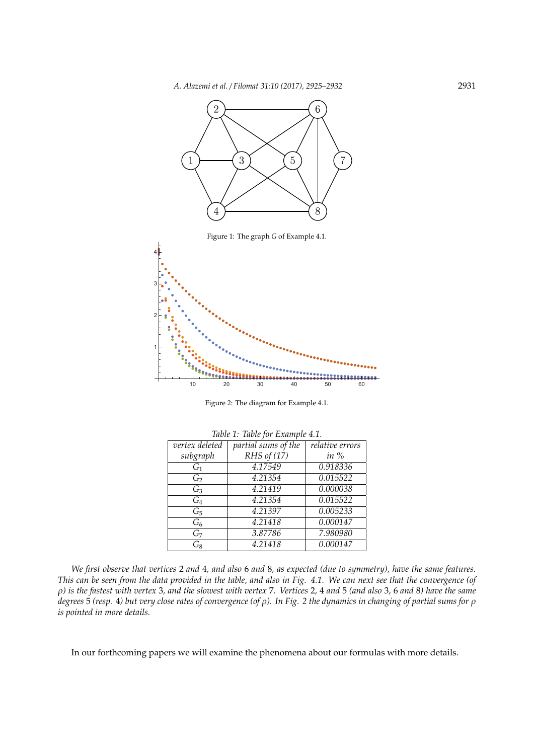Figure 1: The graph $G$ of Example 4.1.

Figure 2: The diagram for Example 4.1.

*Table 1: Table for Example 4.1.*

| *vertex deleted subgraph* | *partial sums of the RHS of (17)* | *relative errors in %* |
|---|---|---|
| $G_1$ | *4.17549* | *0.918336* |
| $G_2$ | *4.21354* | *0.015522* |
| $G_3$ | *4.21419* | *0.000038* |
| $G_4$ | *4.21354* | *0.015522* |
| $G_5$ | *4.21397* | *0.005233* |
| $G_6$ | *4.21418* | *0.000147* |
| $G_7$ | *3.87786* | *7.980980* |
| $G_8$ | *4.21418* | *0.000147* |

*We first observe that vertices* 2 *and* 4*, and also* 6 *and* 8*, as expected (due to symmetry), have the same features. This can be seen from the data provided in the table, and also in Fig. 4.1. We can next see that the convergence (of* $\rho$*) is the fastest with vertex* 3*, and the slowest with vertex* 7*. Vertices* 2*,* 4 *and* 5 *(and also* 3*,* 6 *and* 8*) have the same degrees* 5 *(resp.* 4*) but very close rates of convergence (of* $\rho$*). In Fig. 2 the dynamics in changing of partial sums for* $\rho$ *is pointed in more details.*

In our forthcoming papers we will examine the phenomena about our formulas with more details.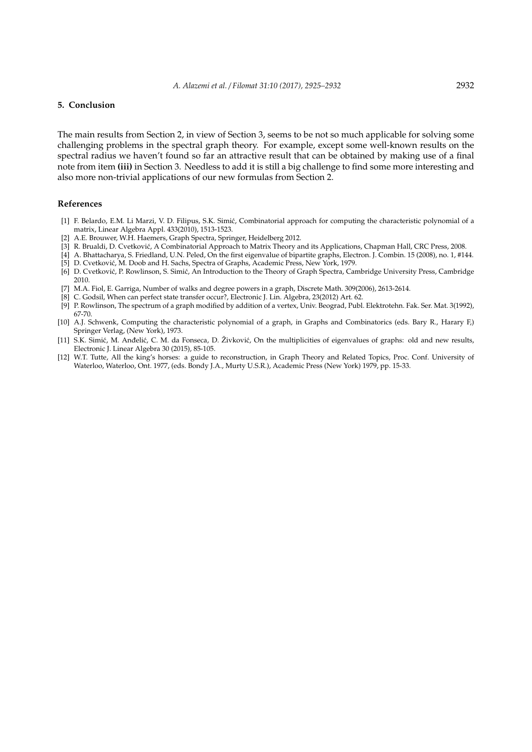## 5. Conclusion

The main results from Section 2, in view of Section 3, seems to be not so much applicable for solving some challenging problems in the spectral graph theory. For example, except some well-known results on the spectral radius we haven't found so far an attractive result that can be obtained by making use of a final note from item **(iii)** in Section 3. Needless to add it is still a big challenge to find some more interesting and also more non-trivial applications of our new formulas from Section 2.

## References

[1] F. Belardo, E.M. Li Marzi, V. D. Filipus, S.K. Simić, Combinatorial approach for computing the characteristic polynomial of a matrix, Linear Algebra Appl. 433(2010), 1513-1523.

[2] A.E. Brouwer, W.H. Haemers, Graph Spectra, Springer, Heidelberg 2012.

[3] R. Brualdi, D. Cvetković, A Combinatorial Approach to Matrix Theory and its Applications, Chapman Hall, CRC Press, 2008.

[4] A. Bhattacharya, S. Friedland, U.N. Peled, On the first eigenvalue of bipartite graphs, Electron. J. Combin. 15 (2008), no. 1, #144.

[5] D. Cvetković, M. Doob and H. Sachs, Spectra of Graphs, Academic Press, New York, 1979.

[6] D. Cvetković, P. Rowlinson, S. Simić, An Introduction to the Theory of Graph Spectra, Cambridge University Press, Cambridge 2010.

[7] M.A. Fiol, E. Garriga, Number of walks and degree powers in a graph, Discrete Math. 309(2006), 2613-2614.

[8] C. Godsil, When can perfect state transfer occur?, Electronic J. Lin. Algebra, 23(2012) Art. 62.

[9] P. Rowlinson, The spectrum of a graph modified by addition of a vertex, Univ. Beograd, Publ. Elektrotehn. Fak. Ser. Mat. 3(1992), 67-70.

[10] A.J. Schwenk, Computing the characteristic polynomial of a graph, in Graphs and Combinatorics (eds. Bary R., Harary F,) Springer Verlag, (New York), 1973.

[11] S.K. Simić, M. Anđelić, C. M. da Fonseca, D. Živković, On the multiplicities of eigenvalues of graphs: old and new results, Electronic J. Linear Algebra 30 (2015), 85-105.

[12] W.T. Tutte, All the king's horses: a guide to reconstruction, in Graph Theory and Related Topics, Proc. Conf. University of Waterloo, Waterloo, Ont. 1977, (eds. Bondy J.A., Murty U.S.R.), Academic Press (New York) 1979, pp. 15-33.